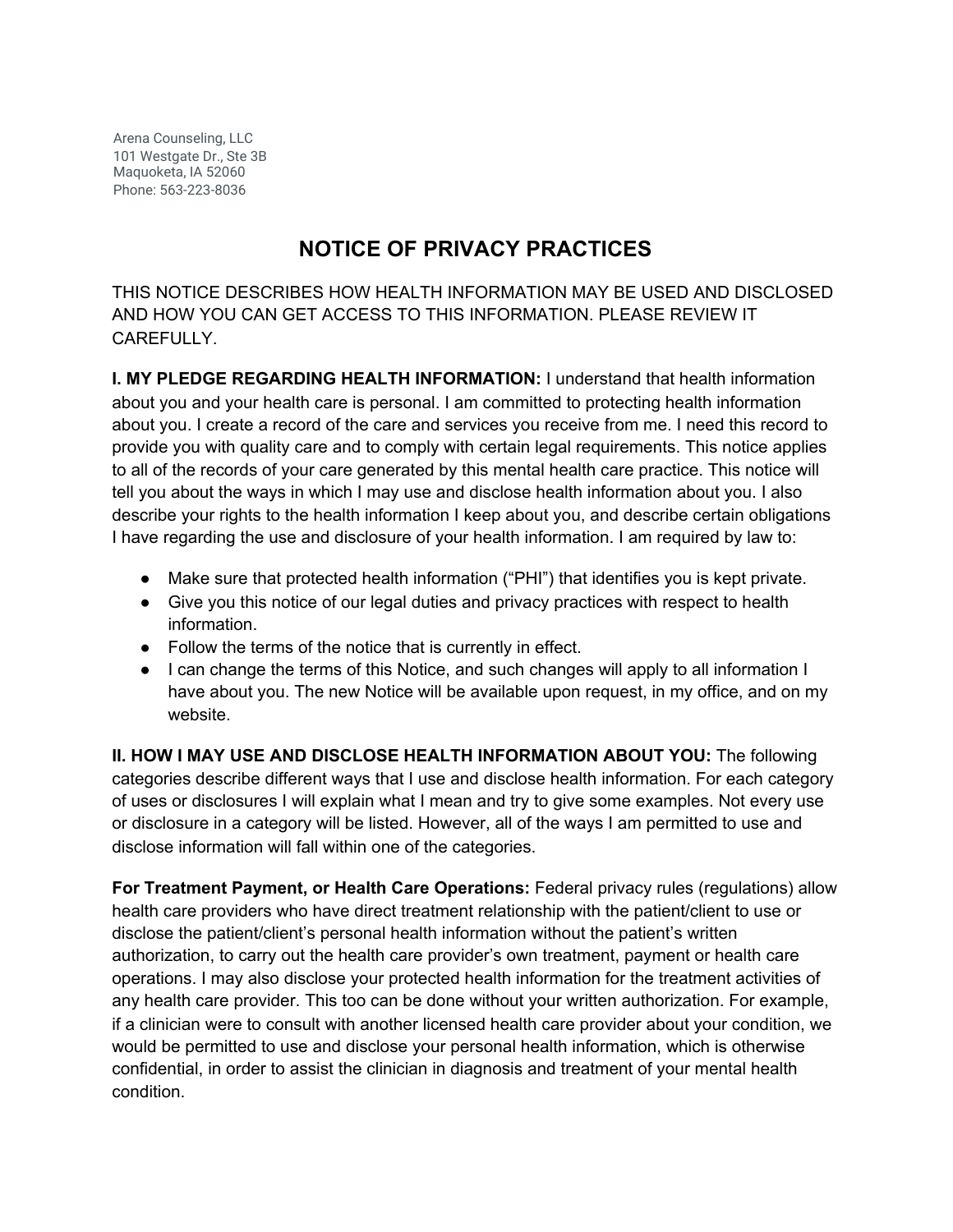Arena Counseling, LLC
101 Westgate Dr., Ste 3B
Maquoketa, IA 52060
Phone: 563-223-8036

# NOTICE OF PRIVACY PRACTICES

THIS NOTICE DESCRIBES HOW HEALTH INFORMATION MAY BE USED AND DISCLOSED AND HOW YOU CAN GET ACCESS TO THIS INFORMATION. PLEASE REVIEW IT CAREFULLY.

**I. MY PLEDGE REGARDING HEALTH INFORMATION:** I understand that health information about you and your health care is personal. I am committed to protecting health information about you. I create a record of the care and services you receive from me. I need this record to provide you with quality care and to comply with certain legal requirements. This notice applies to all of the records of your care generated by this mental health care practice. This notice will tell you about the ways in which I may use and disclose health information about you. I also describe your rights to the health information I keep about you, and describe certain obligations I have regarding the use and disclosure of your health information. I am required by law to:

- Make sure that protected health information ("PHI") that identifies you is kept private.
- Give you this notice of our legal duties and privacy practices with respect to health information.
- Follow the terms of the notice that is currently in effect.
- I can change the terms of this Notice, and such changes will apply to all information I have about you. The new Notice will be available upon request, in my office, and on my website.

**II. HOW I MAY USE AND DISCLOSE HEALTH INFORMATION ABOUT YOU:** The following categories describe different ways that I use and disclose health information. For each category of uses or disclosures I will explain what I mean and try to give some examples. Not every use or disclosure in a category will be listed. However, all of the ways I am permitted to use and disclose information will fall within one of the categories.

**For Treatment Payment, or Health Care Operations:** Federal privacy rules (regulations) allow health care providers who have direct treatment relationship with the patient/client to use or disclose the patient/client's personal health information without the patient's written authorization, to carry out the health care provider's own treatment, payment or health care operations. I may also disclose your protected health information for the treatment activities of any health care provider. This too can be done without your written authorization. For example, if a clinician were to consult with another licensed health care provider about your condition, we would be permitted to use and disclose your personal health information, which is otherwise confidential, in order to assist the clinician in diagnosis and treatment of your mental health condition.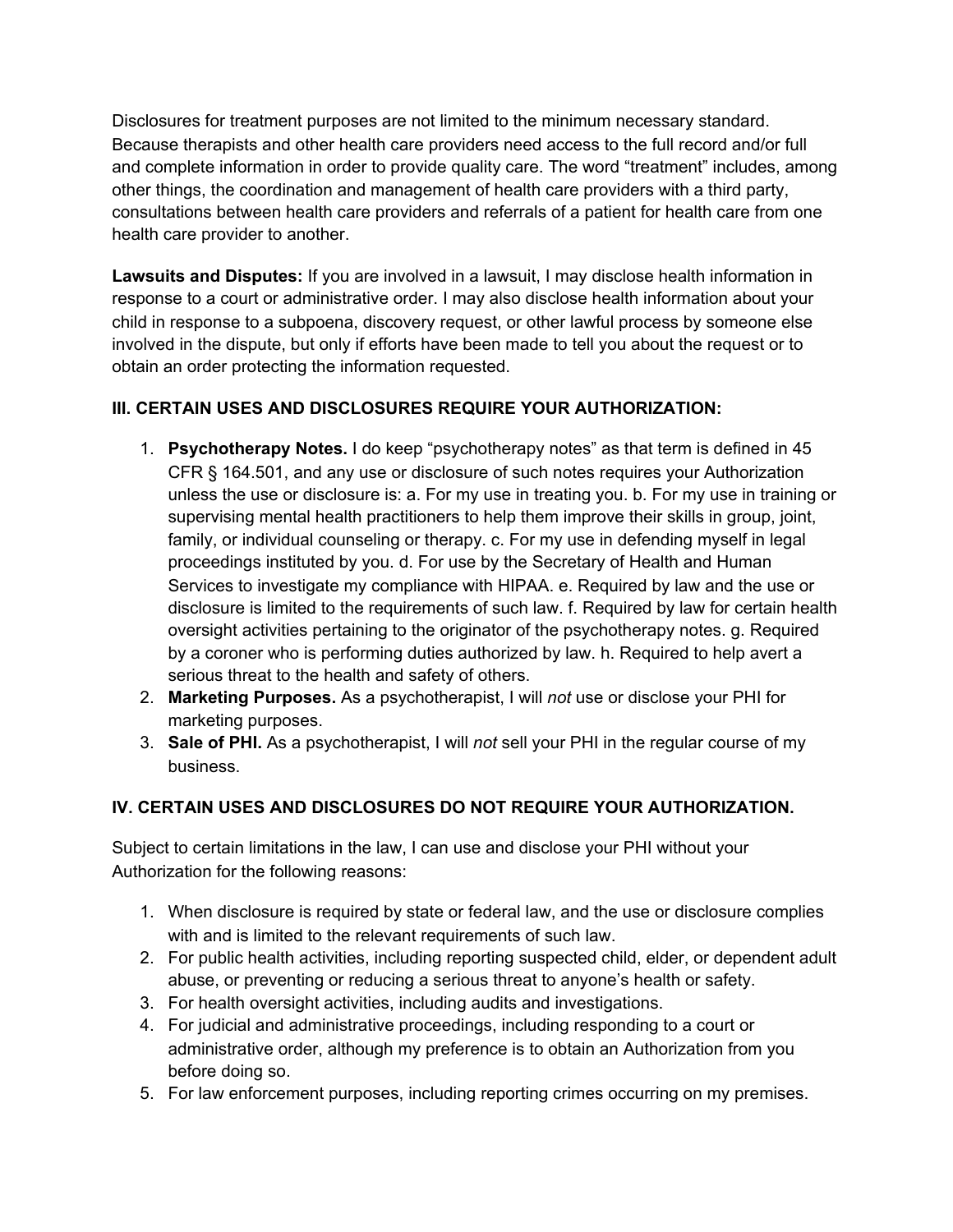Disclosures for treatment purposes are not limited to the minimum necessary standard. Because therapists and other health care providers need access to the full record and/or full and complete information in order to provide quality care. The word “treatment” includes, among other things, the coordination and management of health care providers with a third party, consultations between health care providers and referrals of a patient for health care from one health care provider to another.

**Lawsuits and Disputes:** If you are involved in a lawsuit, I may disclose health information in response to a court or administrative order. I may also disclose health information about your child in response to a subpoena, discovery request, or other lawful process by someone else involved in the dispute, but only if efforts have been made to tell you about the request or to obtain an order protecting the information requested.

**III. CERTAIN USES AND DISCLOSURES REQUIRE YOUR AUTHORIZATION:**

1. **Psychotherapy Notes.** I do keep “psychotherapy notes” as that term is defined in 45 CFR § 164.501, and any use or disclosure of such notes requires your Authorization unless the use or disclosure is: a. For my use in treating you. b. For my use in training or supervising mental health practitioners to help them improve their skills in group, joint, family, or individual counseling or therapy. c. For my use in defending myself in legal proceedings instituted by you. d. For use by the Secretary of Health and Human Services to investigate my compliance with HIPAA. e. Required by law and the use or disclosure is limited to the requirements of such law. f. Required by law for certain health oversight activities pertaining to the originator of the psychotherapy notes. g. Required by a coroner who is performing duties authorized by law. h. Required to help avert a serious threat to the health and safety of others.
2. **Marketing Purposes.** As a psychotherapist, I will *not* use or disclose your PHI for marketing purposes.
3. **Sale of PHI.** As a psychotherapist, I will *not* sell your PHI in the regular course of my business.

**IV. CERTAIN USES AND DISCLOSURES DO NOT REQUIRE YOUR AUTHORIZATION.**

Subject to certain limitations in the law, I can use and disclose your PHI without your Authorization for the following reasons:

1. When disclosure is required by state or federal law, and the use or disclosure complies with and is limited to the relevant requirements of such law.
2. For public health activities, including reporting suspected child, elder, or dependent adult abuse, or preventing or reducing a serious threat to anyone’s health or safety.
3. For health oversight activities, including audits and investigations.
4. For judicial and administrative proceedings, including responding to a court or administrative order, although my preference is to obtain an Authorization from you before doing so.
5. For law enforcement purposes, including reporting crimes occurring on my premises.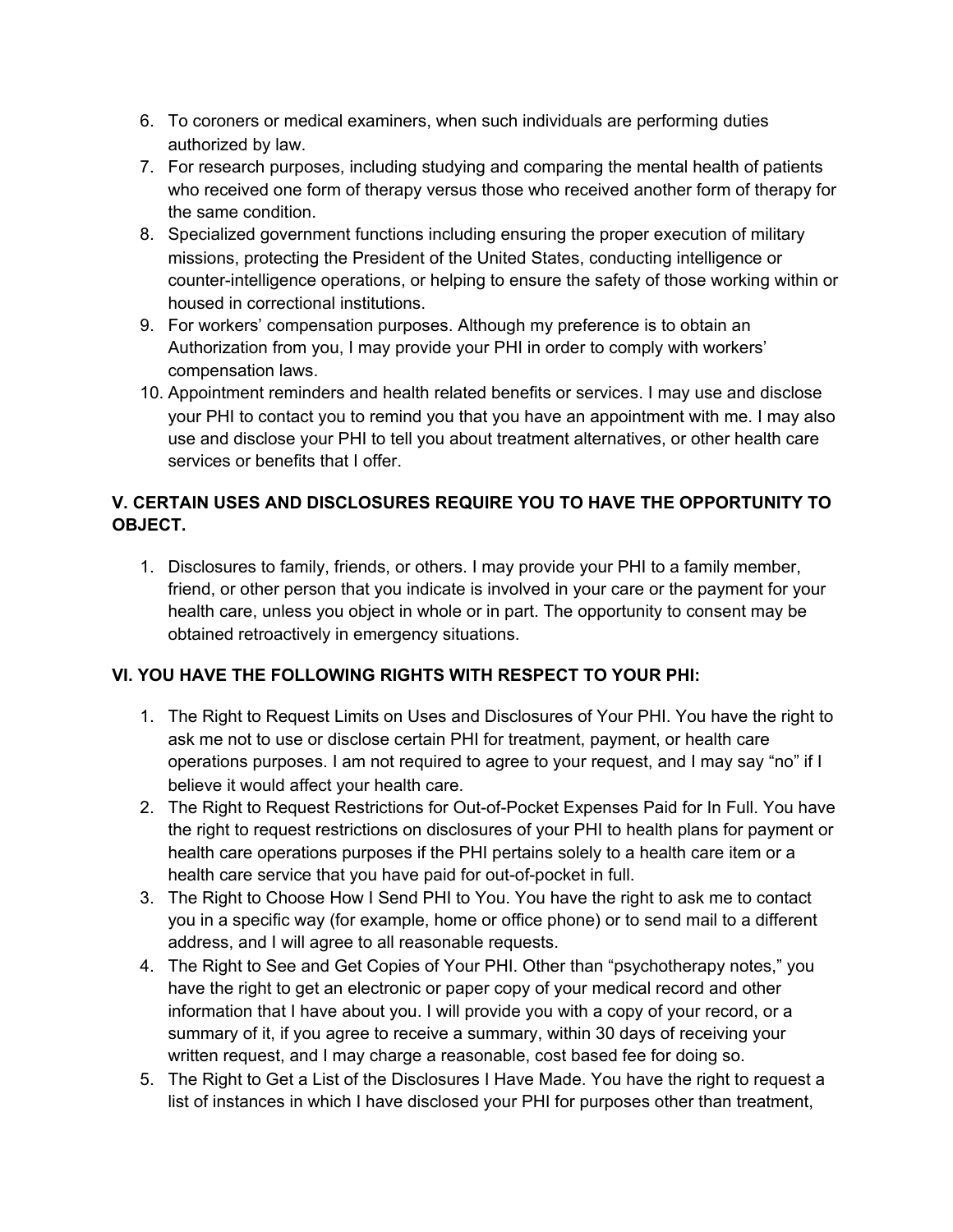6. To coroners or medical examiners, when such individuals are performing duties authorized by law.
7. For research purposes, including studying and comparing the mental health of patients who received one form of therapy versus those who received another form of therapy for the same condition.
8. Specialized government functions including ensuring the proper execution of military missions, protecting the President of the United States, conducting intelligence or counter-intelligence operations, or helping to ensure the safety of those working within or housed in correctional institutions.
9. For workers' compensation purposes. Although my preference is to obtain an Authorization from you, I may provide your PHI in order to comply with workers' compensation laws.
10. Appointment reminders and health related benefits or services. I may use and disclose your PHI to contact you to remind you that you have an appointment with me. I may also use and disclose your PHI to tell you about treatment alternatives, or other health care services or benefits that I offer.

**V. CERTAIN USES AND DISCLOSURES REQUIRE YOU TO HAVE THE OPPORTUNITY TO OBJECT.**

1. Disclosures to family, friends, or others. I may provide your PHI to a family member, friend, or other person that you indicate is involved in your care or the payment for your health care, unless you object in whole or in part. The opportunity to consent may be obtained retroactively in emergency situations.

**VI. YOU HAVE THE FOLLOWING RIGHTS WITH RESPECT TO YOUR PHI:**

1. The Right to Request Limits on Uses and Disclosures of Your PHI. You have the right to ask me not to use or disclose certain PHI for treatment, payment, or health care operations purposes. I am not required to agree to your request, and I may say "no" if I believe it would affect your health care.
2. The Right to Request Restrictions for Out-of-Pocket Expenses Paid for In Full. You have the right to request restrictions on disclosures of your PHI to health plans for payment or health care operations purposes if the PHI pertains solely to a health care item or a health care service that you have paid for out-of-pocket in full.
3. The Right to Choose How I Send PHI to You. You have the right to ask me to contact you in a specific way (for example, home or office phone) or to send mail to a different address, and I will agree to all reasonable requests.
4. The Right to See and Get Copies of Your PHI. Other than "psychotherapy notes," you have the right to get an electronic or paper copy of your medical record and other information that I have about you. I will provide you with a copy of your record, or a summary of it, if you agree to receive a summary, within 30 days of receiving your written request, and I may charge a reasonable, cost based fee for doing so.
5. The Right to Get a List of the Disclosures I Have Made. You have the right to request a list of instances in which I have disclosed your PHI for purposes other than treatment,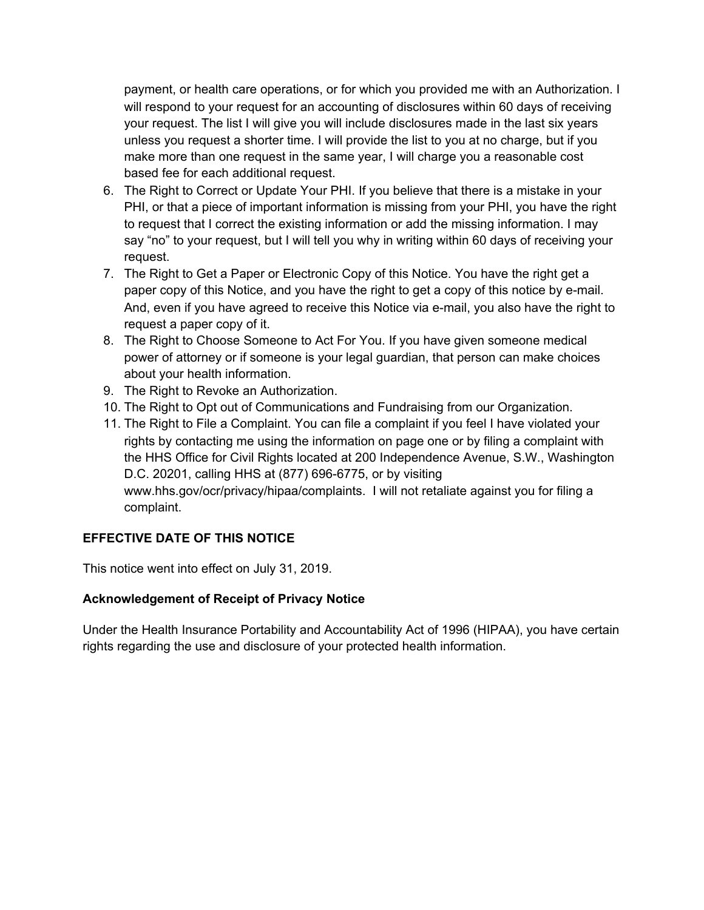payment, or health care operations, or for which you provided me with an Authorization. I will respond to your request for an accounting of disclosures within 60 days of receiving your request. The list I will give you will include disclosures made in the last six years unless you request a shorter time. I will provide the list to you at no charge, but if you make more than one request in the same year, I will charge you a reasonable cost based fee for each additional request.

6. The Right to Correct or Update Your PHI. If you believe that there is a mistake in your PHI, or that a piece of important information is missing from your PHI, you have the right to request that I correct the existing information or add the missing information. I may say “no” to your request, but I will tell you why in writing within 60 days of receiving your request.
7. The Right to Get a Paper or Electronic Copy of this Notice. You have the right get a paper copy of this Notice, and you have the right to get a copy of this notice by e-mail. And, even if you have agreed to receive this Notice via e-mail, you also have the right to request a paper copy of it.
8. The Right to Choose Someone to Act For You. If you have given someone medical power of attorney or if someone is your legal guardian, that person can make choices about your health information.
9. The Right to Revoke an Authorization.
10. The Right to Opt out of Communications and Fundraising from our Organization.
11. The Right to File a Complaint. You can file a complaint if you feel I have violated your rights by contacting me using the information on page one or by filing a complaint with the HHS Office for Civil Rights located at 200 Independence Avenue, S.W., Washington D.C. 20201, calling HHS at (877) 696-6775, or by visiting www.hhs.gov/ocr/privacy/hipaa/complaints. I will not retaliate against you for filing a complaint.

**EFFECTIVE DATE OF THIS NOTICE**

This notice went into effect on July 31, 2019.

**Acknowledgement of Receipt of Privacy Notice**

Under the Health Insurance Portability and Accountability Act of 1996 (HIPAA), you have certain rights regarding the use and disclosure of your protected health information.